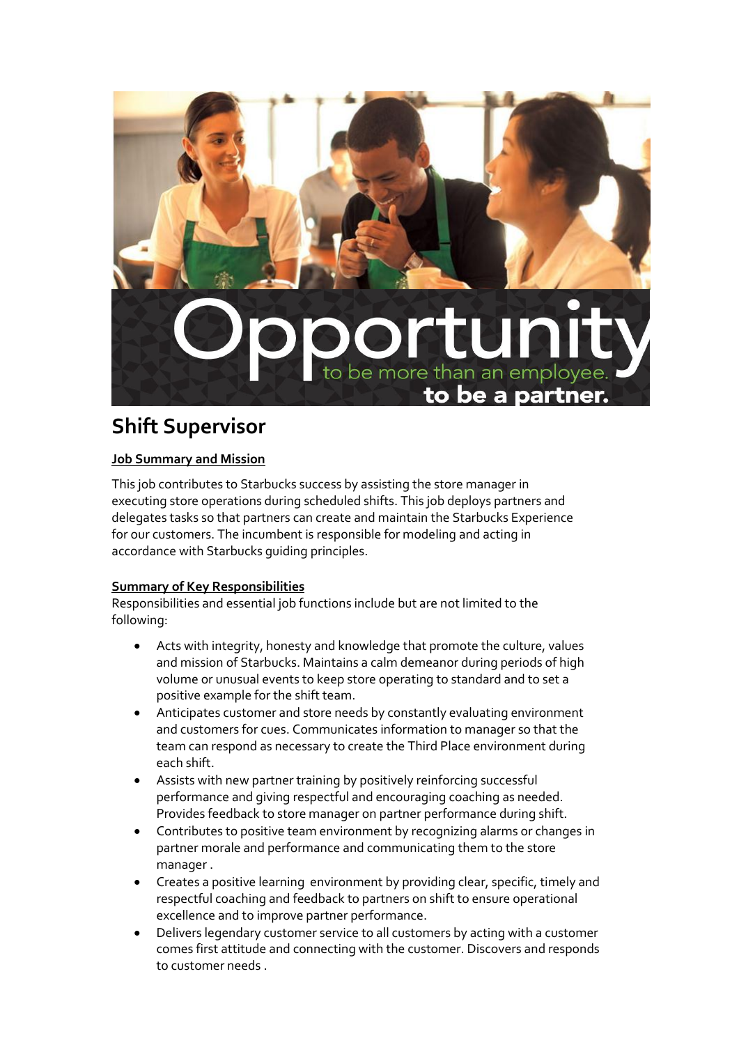Opportunity to be more than an employee. to be a partner.

# Shift Supervisor

**Job Summary and Mission**

This job contributes to Starbucks success by assisting the store manager in executing store operations during scheduled shifts. This job deploys partners and delegates tasks so that partners can create and maintain the Starbucks Experience for our customers. The incumbent is responsible for modeling and acting in accordance with Starbucks guiding principles.

**Summary of Key Responsibilities**

Responsibilities and essential job functions include but are not limited to the following:

- Acts with integrity, honesty and knowledge that promote the culture, values and mission of Starbucks. Maintains a calm demeanor during periods of high volume or unusual events to keep store operating to standard and to set a positive example for the shift team.
- Anticipates customer and store needs by constantly evaluating environment and customers for cues. Communicates information to manager so that the team can respond as necessary to create the Third Place environment during each shift.
- Assists with new partner training by positively reinforcing successful performance and giving respectful and encouraging coaching as needed. Provides feedback to store manager on partner performance during shift.
- Contributes to positive team environment by recognizing alarms or changes in partner morale and performance and communicating them to the store manager .
- Creates a positive learning environment by providing clear, specific, timely and respectful coaching and feedback to partners on shift to ensure operational excellence and to improve partner performance.
- Delivers legendary customer service to all customers by acting with a customer comes first attitude and connecting with the customer. Discovers and responds to customer needs .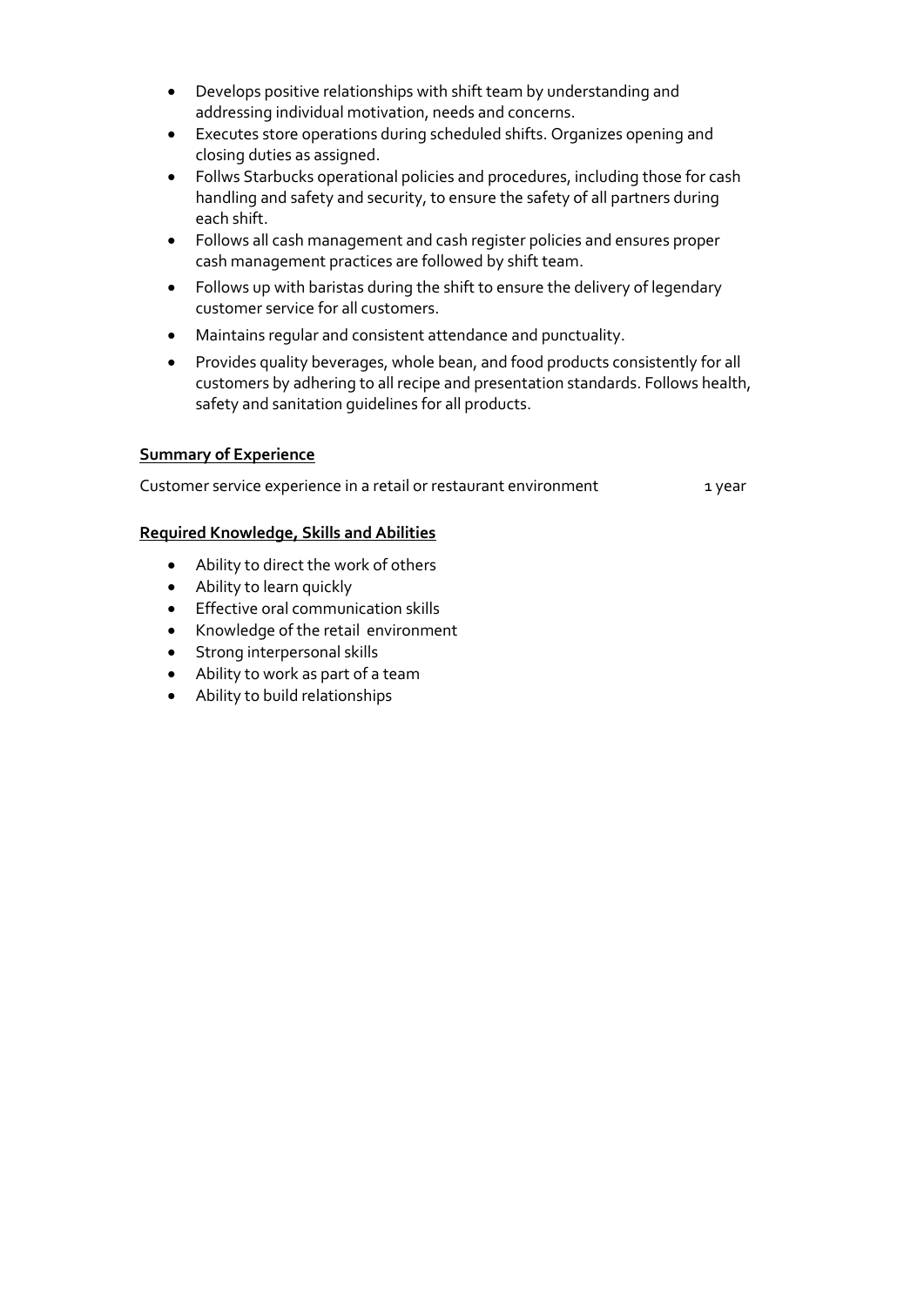- Develops positive relationships with shift team by understanding and addressing individual motivation, needs and concerns.
- Executes store operations during scheduled shifts. Organizes opening and closing duties as assigned.
- Follws Starbucks operational policies and procedures, including those for cash handling and safety and security, to ensure the safety of all partners during each shift.
- Follows all cash management and cash register policies and ensures proper cash management practices are followed by shift team.
- Follows up with baristas during the shift to ensure the delivery of legendary customer service for all customers.
- Maintains regular and consistent attendance and punctuality.
- Provides quality beverages, whole bean, and food products consistently for all customers by adhering to all recipe and presentation standards. Follows health, safety and sanitation guidelines for all products.

**<u>Summary of Experience</u>**

| | |
|---|---|
| Customer service experience in a retail or restaurant environment | 1 year |

**<u>Required Knowledge, Skills and Abilities</u>**

- Ability to direct the work of others
- Ability to learn quickly
- Effective oral communication skills
- Knowledge of the retail environment
- Strong interpersonal skills
- Ability to work as part of a team
- Ability to build relationships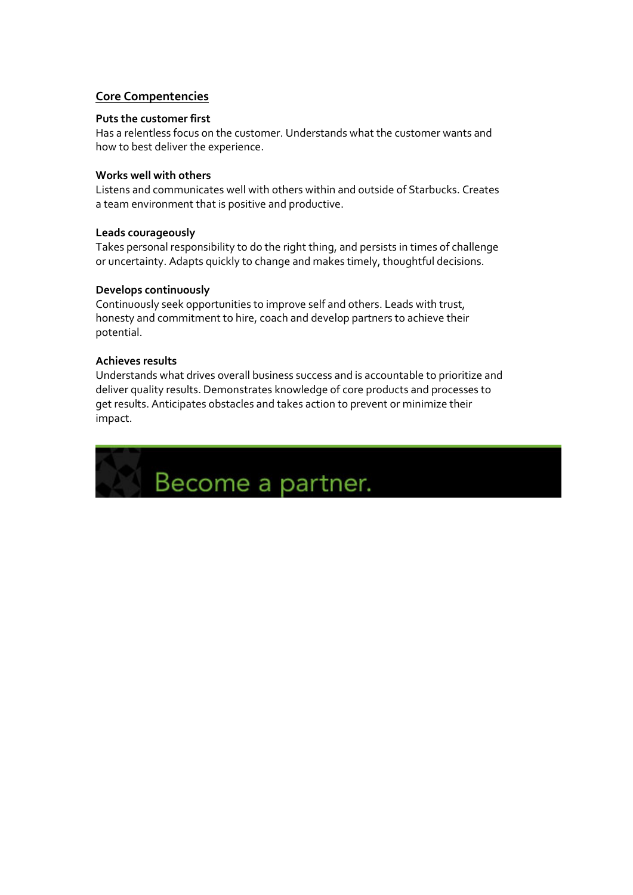## Core Compentencies

**Puts the customer first**
Has a relentless focus on the customer. Understands what the customer wants and how to best deliver the experience.

**Works well with others**
Listens and communicates well with others within and outside of Starbucks. Creates a team environment that is positive and productive.

**Leads courageously**
Takes personal responsibility to do the right thing, and persists in times of challenge or uncertainty. Adapts quickly to change and makes timely, thoughtful decisions.

**Develops continuously**
Continuously seek opportunities to improve self and others. Leads with trust, honesty and commitment to hire, coach and develop partners to achieve their potential.

**Achieves results**
Understands what drives overall business success and is accountable to prioritize and deliver quality results. Demonstrates knowledge of core products and processes to get results. Anticipates obstacles and takes action to prevent or minimize their impact.

Become a partner.